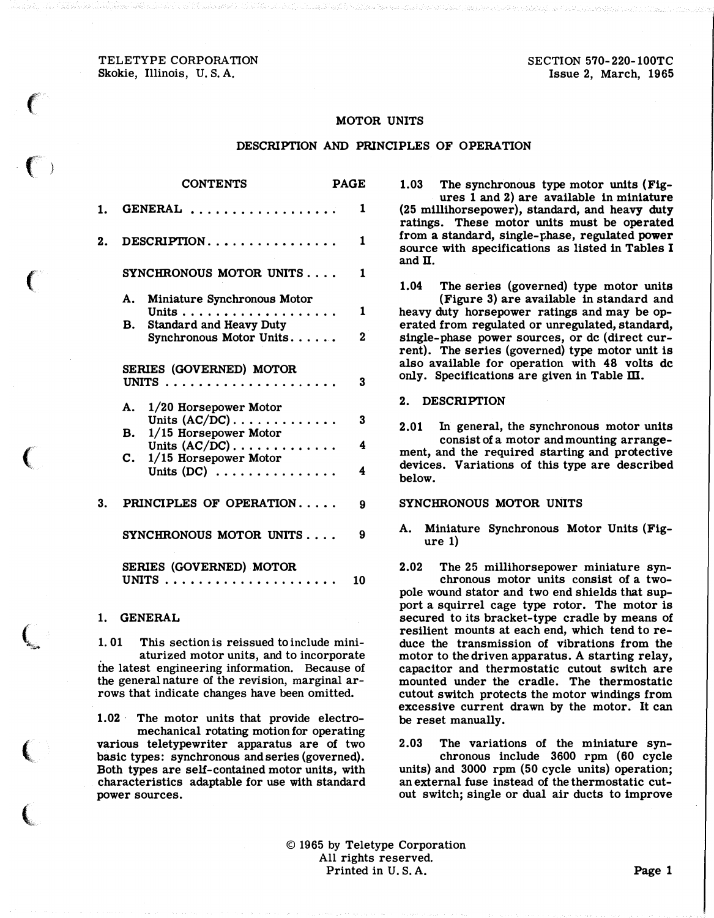TELETYPE CORPORATION
Skokie, Illinois, U. S. A.

SECTION 570-220-100TC
Issue 2, March, 1965

# MOTOR UNITS

## DESCRIPTION AND PRINCIPLES OF OPERATION

| CONTENTS | PAGE |
|---|---|
| 1. GENERAL | 1 |
| 2. DESCRIPTION | 1 |
| SYNCHRONOUS MOTOR UNITS | 1 |
| A. Miniature Synchronous Motor Units | 1 |
| B. Standard and Heavy Duty Synchronous Motor Units | 2 |
| SERIES (GOVERNED) MOTOR UNITS | 3 |
| A. 1/20 Horsepower Motor Units (AC/DC) | 3 |
| B. 1/15 Horsepower Motor Units (AC/DC) | 4 |
| C. 1/15 Horsepower Motor Units (DC) | 4 |
| 3. PRINCIPLES OF OPERATION | 9 |
| SYNCHRONOUS MOTOR UNITS | 9 |
| SERIES (GOVERNED) MOTOR UNITS | 10 |

## 1. GENERAL

1.01 This section is reissued to include miniaturized motor units, and to incorporate the latest engineering information. Because of the general nature of the revision, marginal arrows that indicate changes have been omitted.

1.02 The motor units that provide electromechanical rotating motion for operating various teletypewriter apparatus are of two basic types: synchronous and series (governed). Both types are self-contained motor units, with characteristics adaptable for use with standard power sources.

1.03 The synchronous type motor units (Figures 1 and 2) are available in miniature (25 millihorsepower), standard, and heavy duty ratings. These motor units must be operated from a standard, single-phase, regulated power source with specifications as listed in Tables I and II.

1.04 The series (governed) type motor units (Figure 3) are available in standard and heavy duty horsepower ratings and may be operated from regulated or unregulated, standard, single-phase power sources, or dc (direct current). The series (governed) type motor unit is also available for operation with 48 volts dc only. Specifications are given in Table III.

## 2. DESCRIPTION

2.01 In general, the synchronous motor units consist of a motor and mounting arrangement, and the required starting and protective devices. Variations of this type are described below.

### SYNCHRONOUS MOTOR UNITS

#### A. Miniature Synchronous Motor Units (Figure 1)

2.02 The 25 millihorsepower miniature synchronous motor units consist of a two-pole wound stator and two end shields that support a squirrel cage type rotor. The motor is secured to its bracket-type cradle by means of resilient mounts at each end, which tend to reduce the transmission of vibrations from the motor to the driven apparatus. A starting relay, capacitor and thermostatic cutout switch are mounted under the cradle. The thermostatic cutout switch protects the motor windings from excessive current drawn by the motor. It can be reset manually.

2.03 The variations of the miniature synchronous include 3600 rpm (60 cycle units) and 3000 rpm (50 cycle units) operation; an external fuse instead of the thermostatic cutout switch; single or dual air ducts to improve

© 1965 by Teletype Corporation
All rights reserved.
Printed in U. S. A.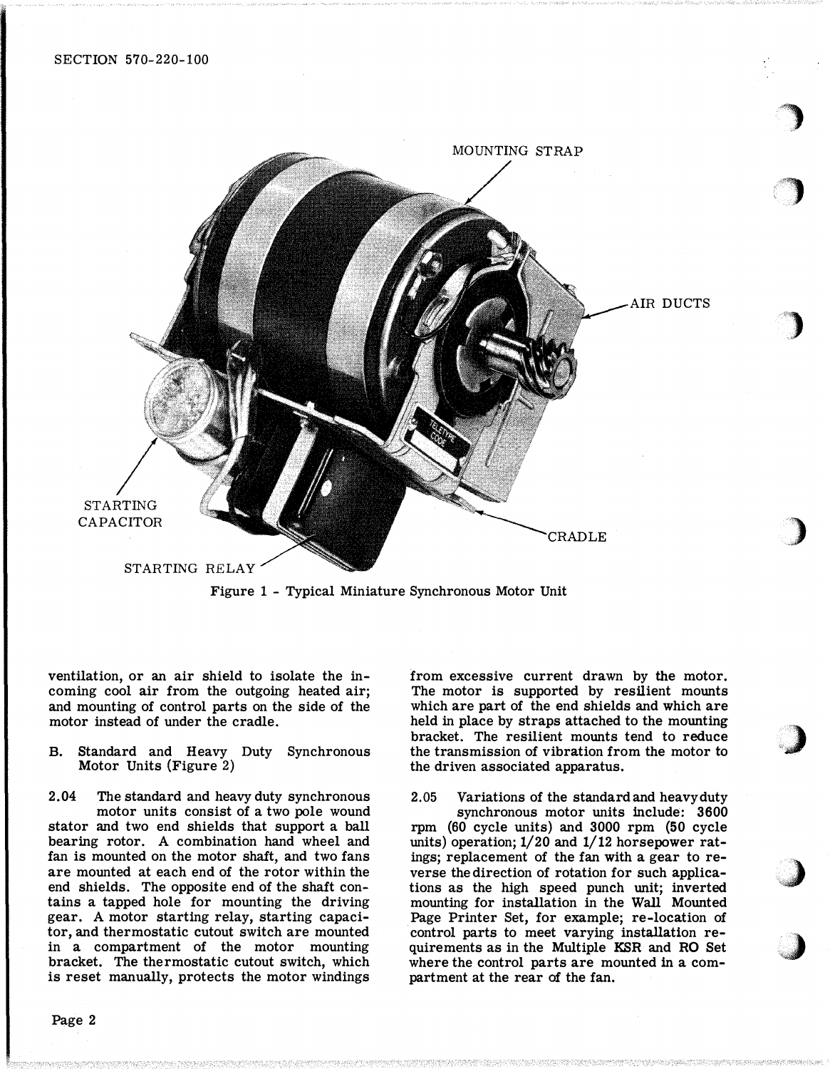MOUNTING STRAP

AIR DUCTS

STARTING CAPACITOR

CRADLE

STARTING RELAY

Figure 1 - Typical Miniature Synchronous Motor Unit

ventilation, or an air shield to isolate the incoming cool air from the outgoing heated air; and mounting of control parts on the side of the motor instead of under the cradle.

B. Standard and Heavy Duty Synchronous Motor Units (Figure 2)

2.04 The standard and heavy duty synchronous motor units consist of a two pole wound stator and two end shields that support a ball bearing rotor. A combination hand wheel and fan is mounted on the motor shaft, and two fans are mounted at each end of the rotor within the end shields. The opposite end of the shaft contains a tapped hole for mounting the driving gear. A motor starting relay, starting capacitor, and thermostatic cutout switch are mounted in a compartment of the motor mounting bracket. The thermostatic cutout switch, which is reset manually, protects the motor windings from excessive current drawn by the motor. The motor is supported by resilient mounts which are part of the end shields and which are held in place by straps attached to the mounting bracket. The resilient mounts tend to reduce the transmission of vibration from the motor to the driven associated apparatus.

2.05 Variations of the standard and heavy duty synchronous motor units include: 3600 rpm (60 cycle units) and 3000 rpm (50 cycle units) operation; 1/20 and 1/12 horsepower ratings; replacement of the fan with a gear to reverse the direction of rotation for such applications as the high speed punch unit; inverted mounting for installation in the Wall Mounted Page Printer Set, for example; re-location of control parts to meet varying installation requirements as in the Multiple KSR and RO Set where the control parts are mounted in a compartment at the rear of the fan.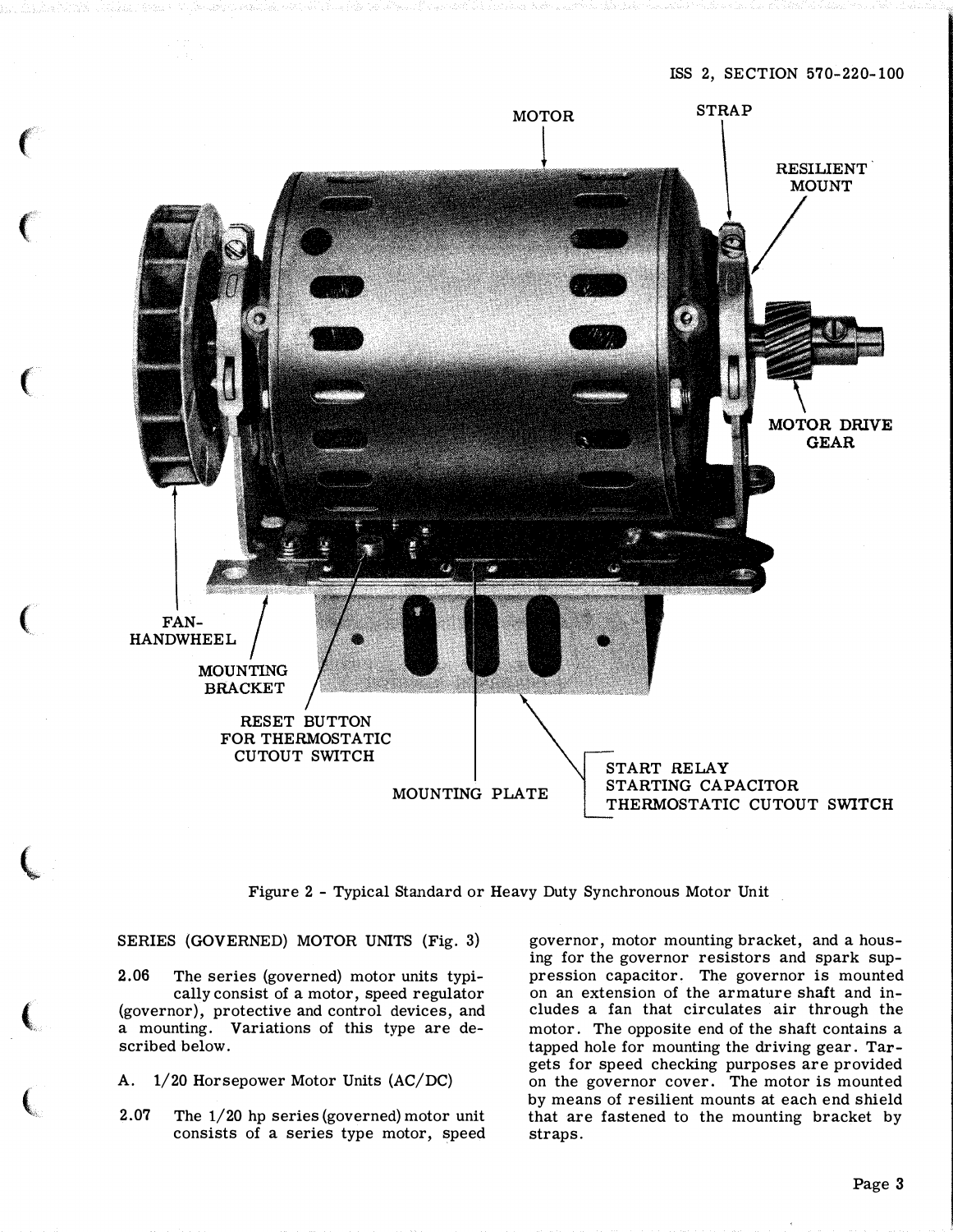MOTOR

STRAP

RESILIENT MOUNT

MOTOR DRIVE GEAR

FAN-HANDWHEEL

MOUNTING BRACKET

RESET BUTTON FOR THERMOSTATIC CUTOUT SWITCH

MOUNTING PLATE

START RELAY
STARTING CAPACITOR
THERMOSTATIC CUTOUT SWITCH

Figure 2 - Typical Standard or Heavy Duty Synchronous Motor Unit

SERIES (GOVERNED) MOTOR UNITS (Fig. 3)

2.06 The series (governed) motor units typically consist of a motor, speed regulator (governor), protective and control devices, and a mounting. Variations of this type are described below.

A. 1/20 Horsepower Motor Units (AC/DC)

2.07 The 1/20 hp series (governed) motor unit consists of a series type motor, speed governor, motor mounting bracket, and a housing for the governor resistors and spark suppression capacitor. The governor is mounted on an extension of the armature shaft and includes a fan that circulates air through the motor. The opposite end of the shaft contains a tapped hole for mounting the driving gear. Targets for speed checking purposes are provided on the governor cover. The motor is mounted by means of resilient mounts at each end shield that are fastened to the mounting bracket by straps.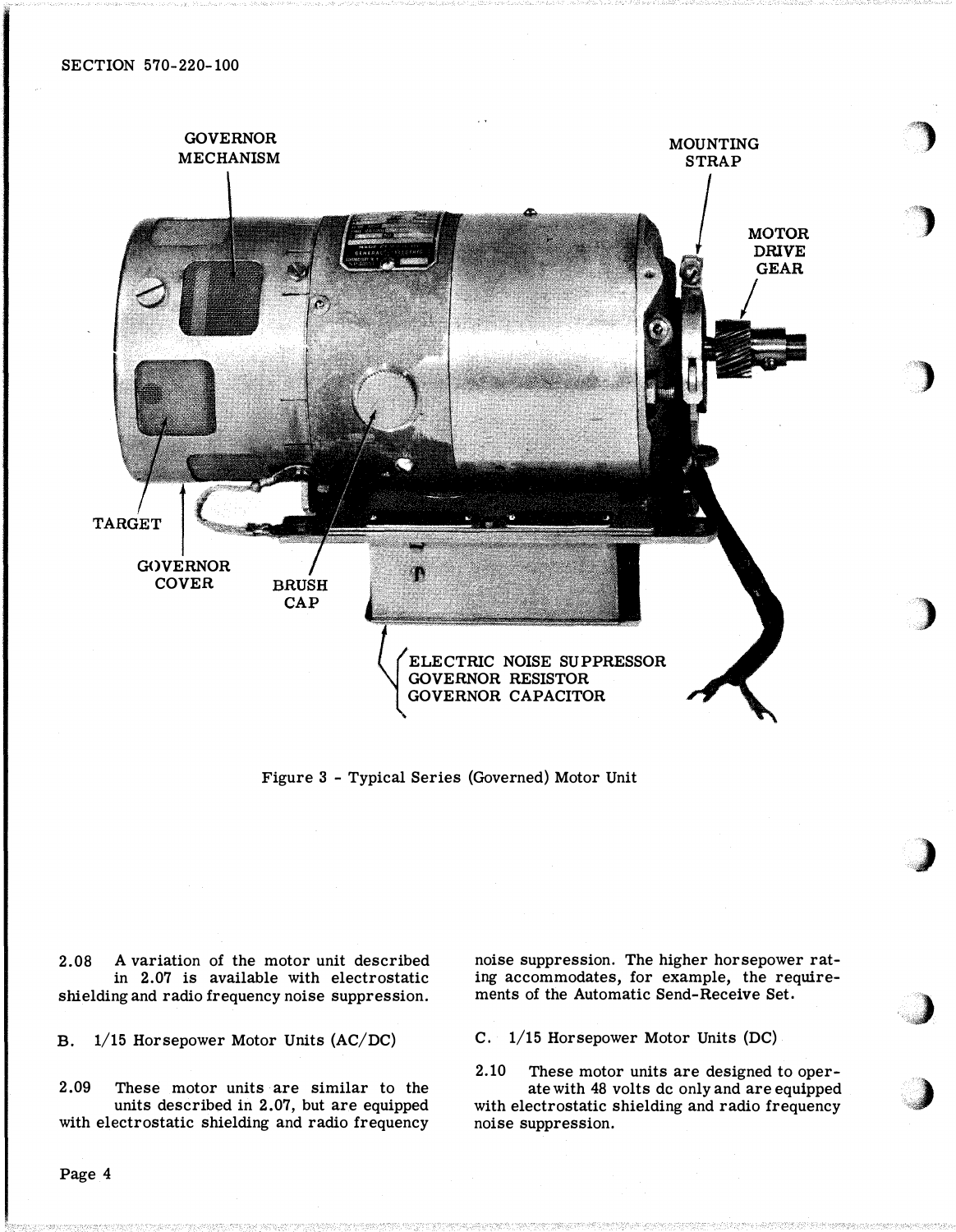Figure 3 - Typical Series (Governed) Motor Unit

2.08 A variation of the motor unit described in 2.07 is available with electrostatic shielding and radio frequency noise suppression.

B. 1/15 Horsepower Motor Units (AC/DC)

2.09 These motor units are similar to the units described in 2.07, but are equipped with electrostatic shielding and radio frequency noise suppression. The higher horsepower rating accommodates, for example, the requirements of the Automatic Send-Receive Set.

C. 1/15 Horsepower Motor Units (DC)

2.10 These motor units are designed to operate with 48 volts dc only and are equipped with electrostatic shielding and radio frequency noise suppression.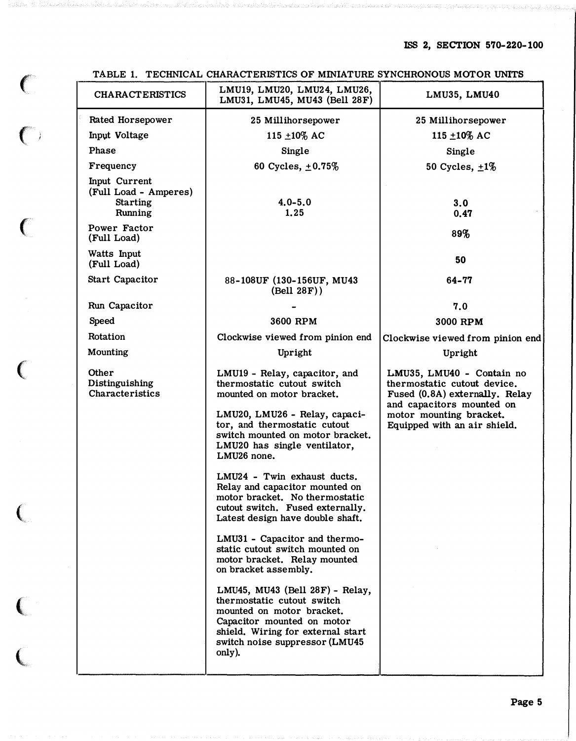TABLE 1. TECHNICAL CHARACTERISTICS OF MINIATURE SYNCHRONOUS MOTOR UNITS

| CHARACTERISTICS | LMU19, LMU20, LMU24, LMU26, LMU31, LMU45, MU43 (Bell 28F) | LMU35, LMU40 |
|---|---|---|
| Rated Horsepower | 25 Millihorsepower | 25 Millihorsepower |
| Input Voltage | 115 ±10% AC | 115 ±10% AC |
| Phase | Single | Single |
| Frequency | 60 Cycles, ±0.75% | 50 Cycles, ±1% |
| Input Current (Full Load - Amperes) | | |
| Starting | 4.0-5.0 | 3.0 |
| Running | 1.25 | 0.47 |
| Power Factor (Full Load) | | 89% |
| Watts Input (Full Load) | | 50 |
| Start Capacitor | 88-108UF (130-156UF, MU43 (Bell 28F)) | 64-77 |
| Run Capacitor | - | 7.0 |
| Speed | 3600 RPM | 3000 RPM |
| Rotation | Clockwise viewed from pinion end | Clockwise viewed from pinion end |
| Mounting | Upright | Upright |
| Other Distinguishing Characteristics | LMU19 - Relay, capacitor, and thermostatic cutout switch mounted on motor bracket.<br><br>LMU20, LMU26 - Relay, capacitor, and thermostatic cutout switch mounted on motor bracket. LMU20 has single ventilator, LMU26 none.<br><br>LMU24 - Twin exhaust ducts. Relay and capacitor mounted on motor bracket. No thermostatic cutout switch. Fused externally. Latest design have double shaft.<br><br>LMU31 - Capacitor and thermostatic cutout switch mounted on motor bracket. Relay mounted on bracket assembly.<br><br>LMU45, MU43 (Bell 28F) - Relay, thermostatic cutout switch mounted on motor bracket. Capacitor mounted on motor shield. Wiring for external start switch noise suppressor (LMU45 only). | LMU35, LMU40 - Contain no thermostatic cutout device. Fused (0.8A) externally. Relay and capacitors mounted on motor mounting bracket. Equipped with an air shield. |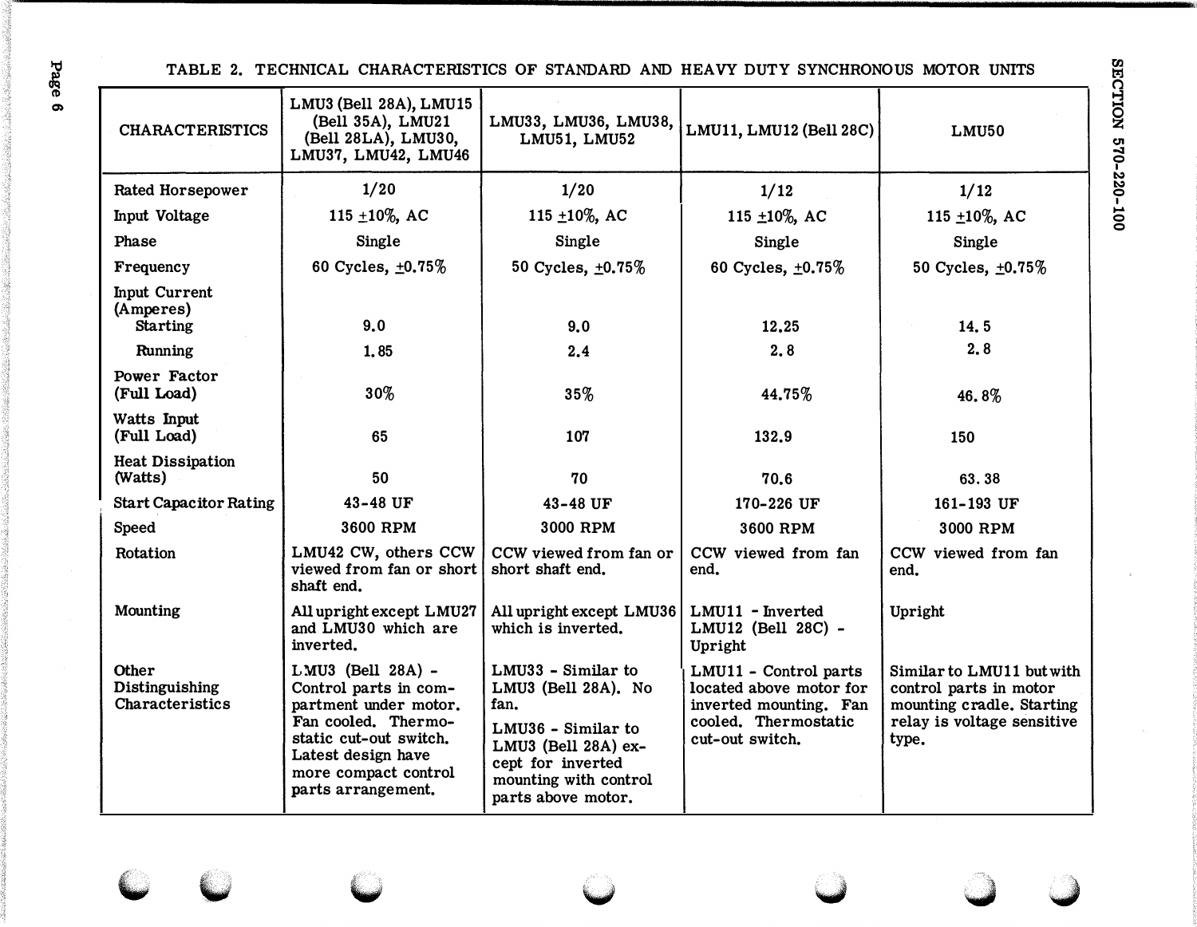TABLE 2. TECHNICAL CHARACTERISTICS OF STANDARD AND HEAVY DUTY SYNCHRONOUS MOTOR UNITS

| CHARACTERISTICS | LMU3 (Bell 28A), LMU15 (Bell 35A), LMU21 (Bell 28LA), LMU30, LMU37, LMU42, LMU46 | LMU33, LMU36, LMU38, LMU51, LMU52 | LMU11, LMU12 (Bell 28C) | LMU50 |
|---|---|---|---|---|
| Rated Horsepower | 1/20 | 1/20 | 1/12 | 1/12 |
| Input Voltage | 115 ±10%, AC | 115 ±10%, AC | 115 ±10%, AC | 115 ±10%, AC |
| Phase | Single | Single | Single | Single |
| Frequency | 60 Cycles, ±0.75% | 50 Cycles, ±0.75% | 60 Cycles, ±0.75% | 50 Cycles, ±0.75% |
| Input Current (Amperes) | | | | |
| Starting | 9.0 | 9.0 | 12.25 | 14.5 |
| Running | 1.85 | 2.4 | 2.8 | 2.8 |
| Power Factor (Full Load) | 30% | 35% | 44.75% | 46.8% |
| Watts Input (Full Load) | 65 | 107 | 132.9 | 150 |
| Heat Dissipation (Watts) | 50 | 70 | 70.6 | 63.38 |
| Start Capacitor Rating | 43-48 UF | 43-48 UF | 170-226 UF | 161-193 UF |
| Speed | 3600 RPM | 3000 RPM | 3600 RPM | 3000 RPM |
| Rotation | LMU42 CW, others CCW viewed from fan or short shaft end. | CCW viewed from fan or short shaft end. | CCW viewed from fan end. | CCW viewed from fan end. |
| Mounting | All upright except LMU27 and LMU30 which are inverted. | All upright except LMU36 which is inverted. | LMU11 - Inverted LMU12 (Bell 28C) - Upright | Upright |
| Other Distinguishing Characteristics | LMU3 (Bell 28A) - Control parts in compartment under motor. Fan cooled. Thermostatic cut-out switch. Latest design have more compact control parts arrangement. | LMU33 - Similar to LMU3 (Bell 28A). No fan. LMU36 - Similar to LMU3 (Bell 28A) except for inverted mounting with control parts above motor. | LMU11 - Control parts located above motor for inverted mounting. Fan cooled. Thermostatic cut-out switch. | Similar to LMU11 but with control parts in motor mounting cradle. Starting relay is voltage sensitive type. |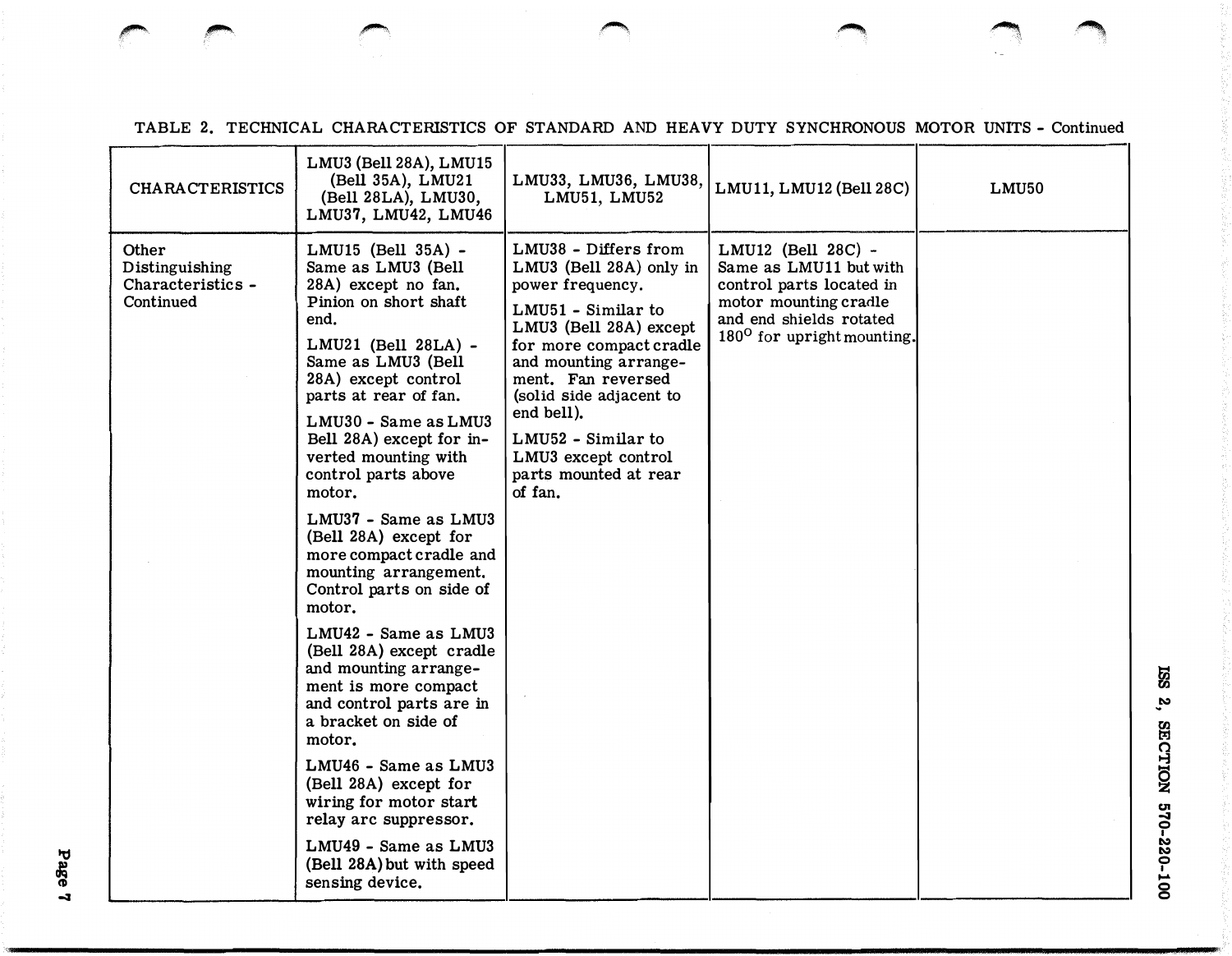TABLE 2. TECHNICAL CHARACTERISTICS OF STANDARD AND HEAVY DUTY SYNCHRONOUS MOTOR UNITS - Continued

| CHARACTERISTICS | LMU3 (Bell 28A), LMU15 (Bell 35A), LMU21 (Bell 28LA), LMU30, LMU37, LMU42, LMU46 | LMU33, LMU36, LMU38, LMU51, LMU52 | LMU11, LMU12 (Bell 28C) | LMU50 |
|---|---|---|---|---|
| Other Distinguishing Characteristics - Continued | LMU15 (Bell 35A) - Same as LMU3 (Bell 28A) except no fan. Pinion on short shaft end.<br><br>LMU21 (Bell 28LA) - Same as LMU3 (Bell 28A) except control parts at rear of fan.<br><br>LMU30 - Same as LMU3 Bell 28A) except for inverted mounting with control parts above motor.<br><br>LMU37 - Same as LMU3 (Bell 28A) except for more compact cradle and mounting arrangement. Control parts on side of motor.<br><br>LMU42 - Same as LMU3 (Bell 28A) except cradle and mounting arrangement is more compact and control parts are in a bracket on side of motor.<br><br>LMU46 - Same as LMU3 (Bell 28A) except for wiring for motor start relay arc suppressor.<br><br>LMU49 - Same as LMU3 (Bell 28A) but with speed sensing device. | LMU38 - Differs from LMU3 (Bell 28A) only in power frequency.<br><br>LMU51 - Similar to LMU3 (Bell 28A) except for more compact cradle and mounting arrangement. Fan reversed (solid side adjacent to end bell).<br><br>LMU52 - Similar to LMU3 except control parts mounted at rear of fan. | LMU12 (Bell 28C) - Same as LMU11 but with control parts located in motor mounting cradle and end shields rotated 180° for upright mounting. | |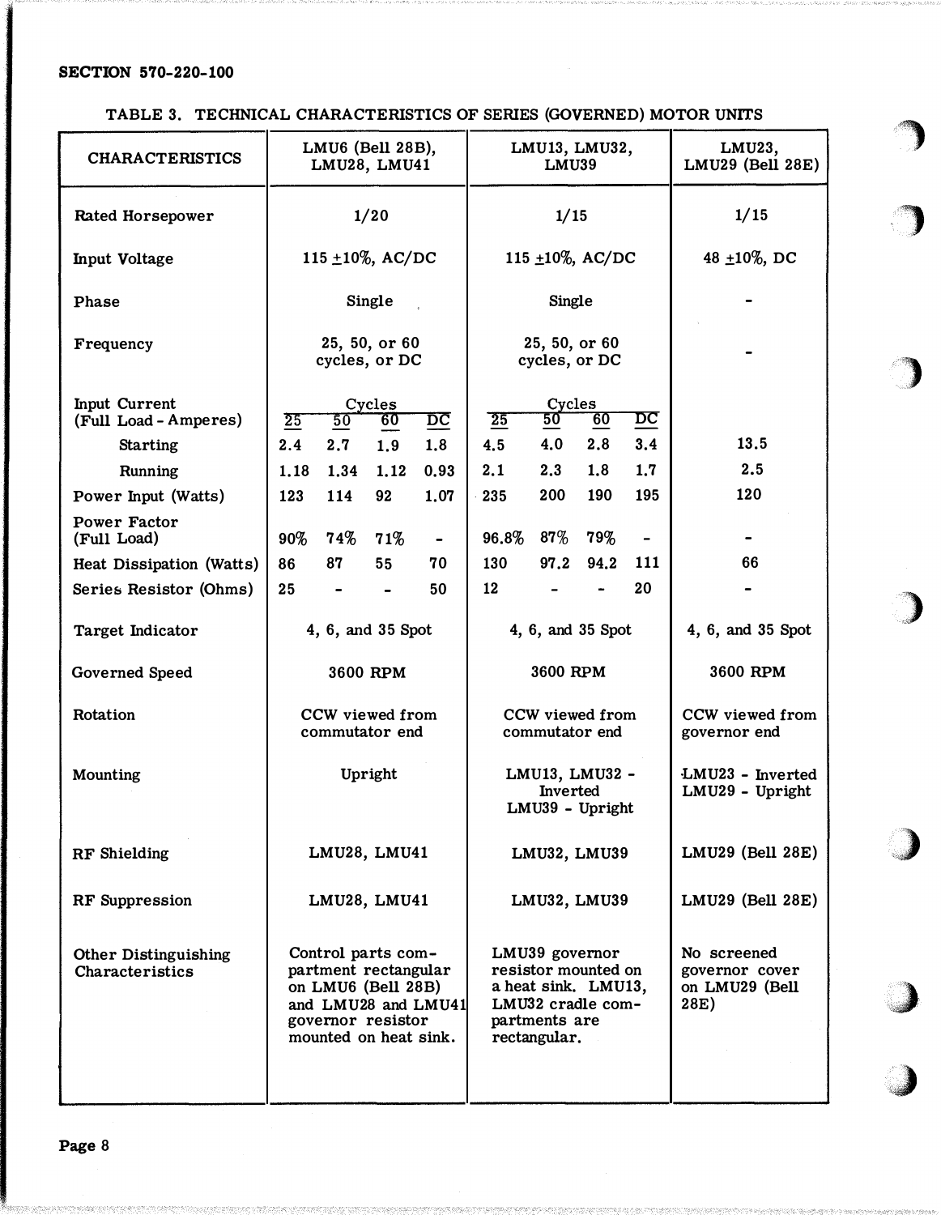**SECTION 570-220-100**

TABLE 3. TECHNICAL CHARACTERISTICS OF SERIES (GOVERNED) MOTOR UNITS

| CHARACTERISTICS | LMU6 (Bell 28B), LMU28, LMU41 | | | | LMU13, LMU32, LMU39 | | | | LMU23, LMU29 (Bell 28E) |
|---|---|---|---|---|---|---|---|---|---|
| Rated Horsepower | 1/20 | | | | 1/15 | | | | 1/15 |
| Input Voltage | 115 ±10%, AC/DC | | | | 115 ±10%, AC/DC | | | | 48 ±10%, DC |
| Phase | Single | | | | Single | | | | - |
| Frequency | 25, 50, or 60 cycles, or DC | | | | 25, 50, or 60 cycles, or DC | | | | - |
| Input Current (Full Load - Amperes) | Cycles | | | | Cycles | | | | |
| | 25 | 50 | 60 | DC | 25 | 50 | 60 | DC | |
| Starting | 2.4 | 2.7 | 1.9 | 1.8 | 4.5 | 4.0 | 2.8 | 3.4 | 13.5 |
| Running | 1.18 | 1.34 | 1.12 | 0.93 | 2.1 | 2.3 | 1.8 | 1.7 | 2.5 |
| Power Input (Watts) | 123 | 114 | 92 | 1.07 | 235 | 200 | 190 | 195 | 120 |
| Power Factor (Full Load) | 90% | 74% | 71% | - | 96.8% | 87% | 79% | - | - |
| Heat Dissipation (Watts) | 86 | 87 | 55 | 70 | 130 | 97.2 | 94.2 | 111 | 66 |
| Series Resistor (Ohms) | 25 | - | - | 50 | 12 | - | - | 20 | - |
| Target Indicator | 4, 6, and 35 Spot | | | | 4, 6, and 35 Spot | | | | 4, 6, and 35 Spot |
| Governed Speed | 3600 RPM | | | | 3600 RPM | | | | 3600 RPM |
| Rotation | CCW viewed from commutator end | | | | CCW viewed from commutator end | | | | CCW viewed from governor end |
| Mounting | Upright | | | | LMU13, LMU32 - Inverted LMU39 - Upright | | | | LMU23 - Inverted LMU29 - Upright |
| RF Shielding | LMU28, LMU41 | | | | LMU32, LMU39 | | | | LMU29 (Bell 28E) |
| RF Suppression | LMU28, LMU41 | | | | LMU32, LMU39 | | | | LMU29 (Bell 28E) |
| Other Distinguishing Characteristics | Control parts compartment rectangular on LMU6 (Bell 28B) and LMU28 and LMU41 governor resistor mounted on heat sink. | | | | LMU39 governor resistor mounted on a heat sink. LMU13, LMU32 cradle compartments are rectangular. | | | | No screened governor cover on LMU29 (Bell 28E) |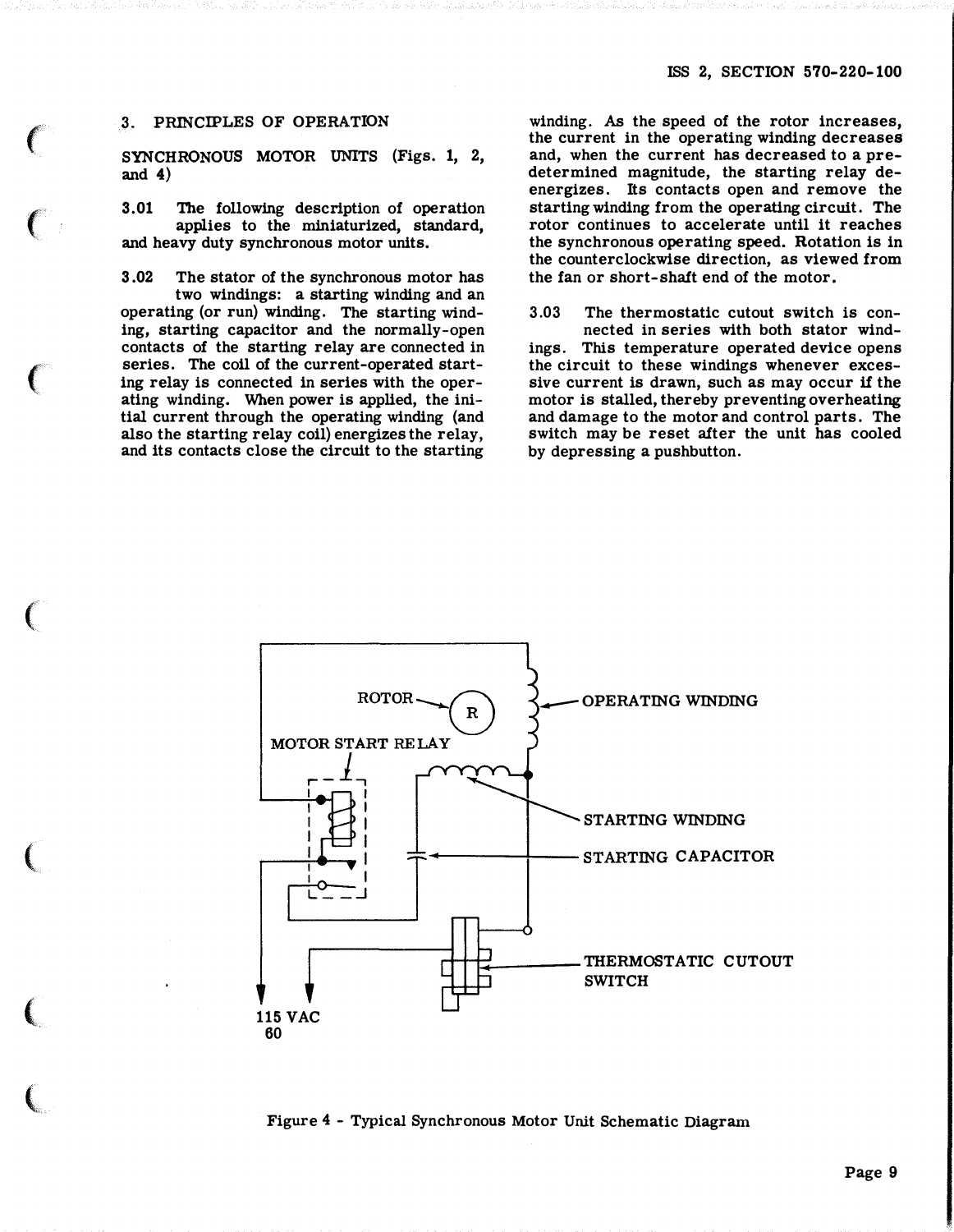## 3. PRINCIPLES OF OPERATION

### SYNCHRONOUS MOTOR UNITS (Figs. 1, 2, and 4)

3.01 The following description of operation applies to the miniaturized, standard, and heavy duty synchronous motor units.

3.02 The stator of the synchronous motor has two windings: a starting winding and an operating (or run) winding. The starting winding, starting capacitor and the normally-open contacts of the starting relay are connected in series. The coil of the current-operated starting relay is connected in series with the operating winding. When power is applied, the initial current through the operating winding (and also the starting relay coil) energizes the relay, and its contacts close the circuit to the starting winding. As the speed of the rotor increases, the current in the operating winding decreases and, when the current has decreased to a predetermined magnitude, the starting relay de-energizes. Its contacts open and remove the starting winding from the operating circuit. The rotor continues to accelerate until it reaches the synchronous operating speed. Rotation is in the counterclockwise direction, as viewed from the fan or short-shaft end of the motor.

3.03 The thermostatic cutout switch is connected in series with both stator windings. This temperature operated device opens the circuit to these windings whenever excessive current is drawn, such as may occur if the motor is stalled, thereby preventing overheating and damage to the motor and control parts. The switch may be reset after the unit has cooled by depressing a pushbutton.

ROTOR
OPERATING WINDING
MOTOR START RELAY
STARTING WINDING
STARTING CAPACITOR
THERMOSTATIC CUTOUT SWITCH
115 VAC 60

Figure 4 - Typical Synchronous Motor Unit Schematic Diagram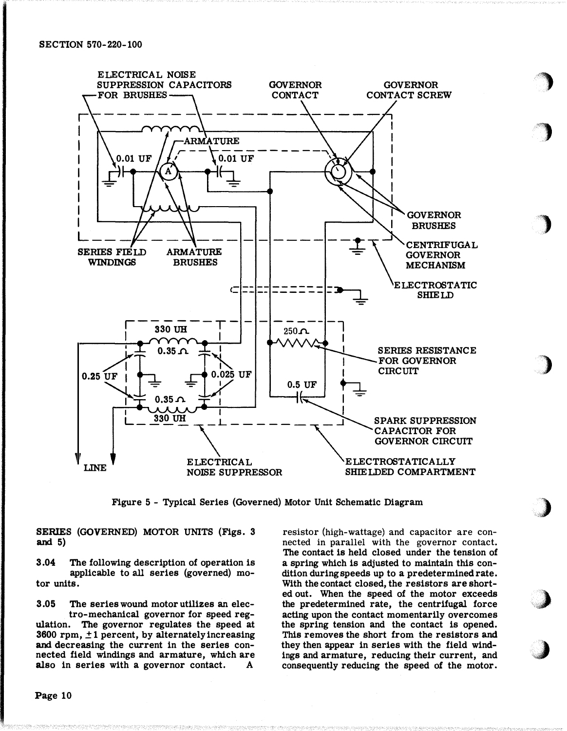Figure 5 - Typical Series (Governed) Motor Unit Schematic Diagram

## SERIES (GOVERNED) MOTOR UNITS (Figs. 3 and 5)

**3.04** The following description of operation is applicable to all series (governed) motor units.

**3.05** The series wound motor utilizes an electro-mechanical governor for speed regulation. The governor regulates the speed at 3600 rpm, ±1 percent, by alternately increasing and decreasing the current in the series connected field windings and armature, which are also in series with a governor contact. A resistor (high-wattage) and capacitor are connected in parallel with the governor contact. The contact is held closed under the tension of a spring which is adjusted to maintain this condition during speeds up to a predetermined rate. With the contact closed, the resistors are shorted out. When the speed of the motor exceeds the predetermined rate, the centrifugal force acting upon the contact momentarily overcomes the spring tension and the contact is opened. This removes the short from the resistors and they then appear in series with the field windings and armature, reducing their current, and consequently reducing the speed of the motor.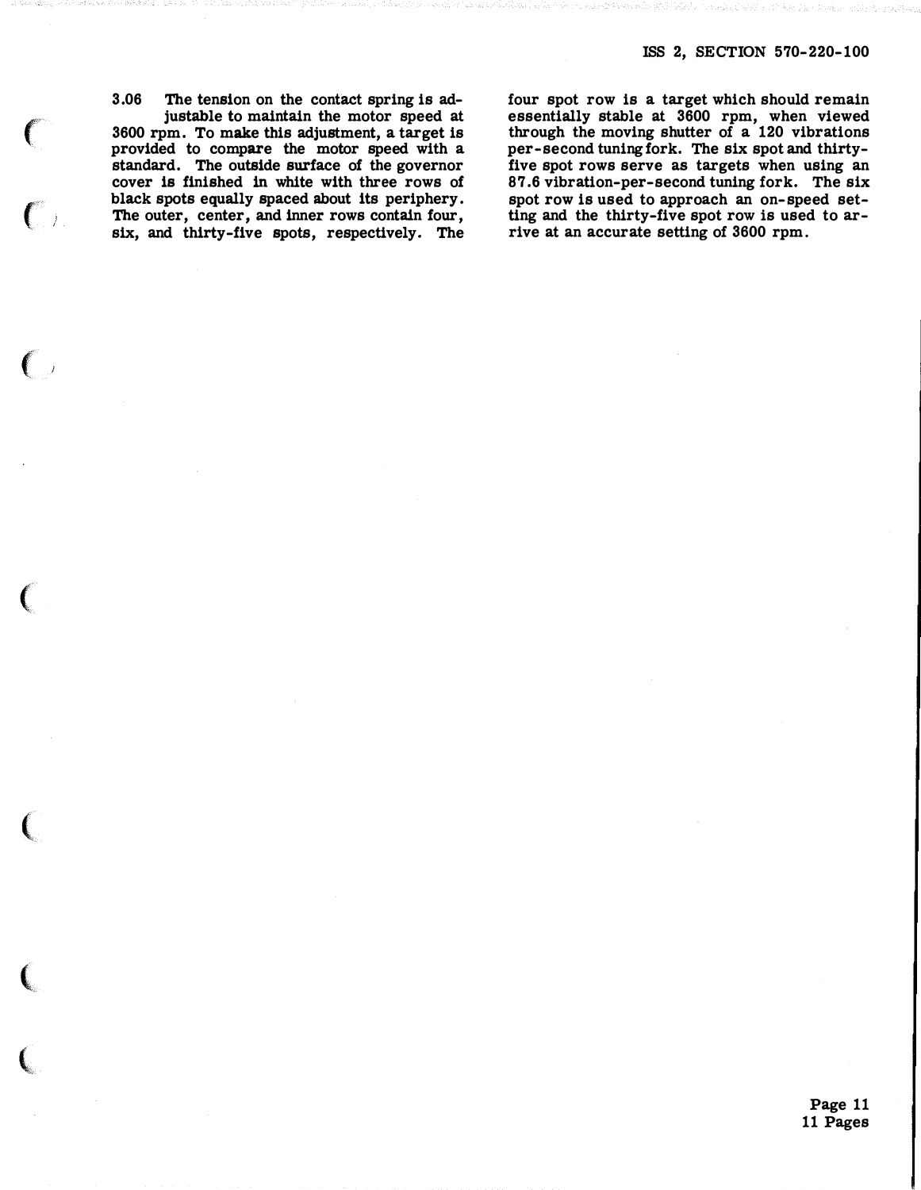3.06 The tension on the contact spring is adjustable to maintain the motor speed at 3600 rpm. To make this adjustment, a target is provided to compare the motor speed with a standard. The outside surface of the governor cover is finished in white with three rows of black spots equally spaced about its periphery. The outer, center, and inner rows contain four, six, and thirty-five spots, respectively. The four spot row is a target which should remain essentially stable at 3600 rpm, when viewed through the moving shutter of a 120 vibrations per-second tuning fork. The six spot and thirty-five spot rows serve as targets when using an 87.6 vibration-per-second tuning fork. The six spot row is used to approach an on-speed setting and the thirty-five spot row is used to arrive at an accurate setting of 3600 rpm.